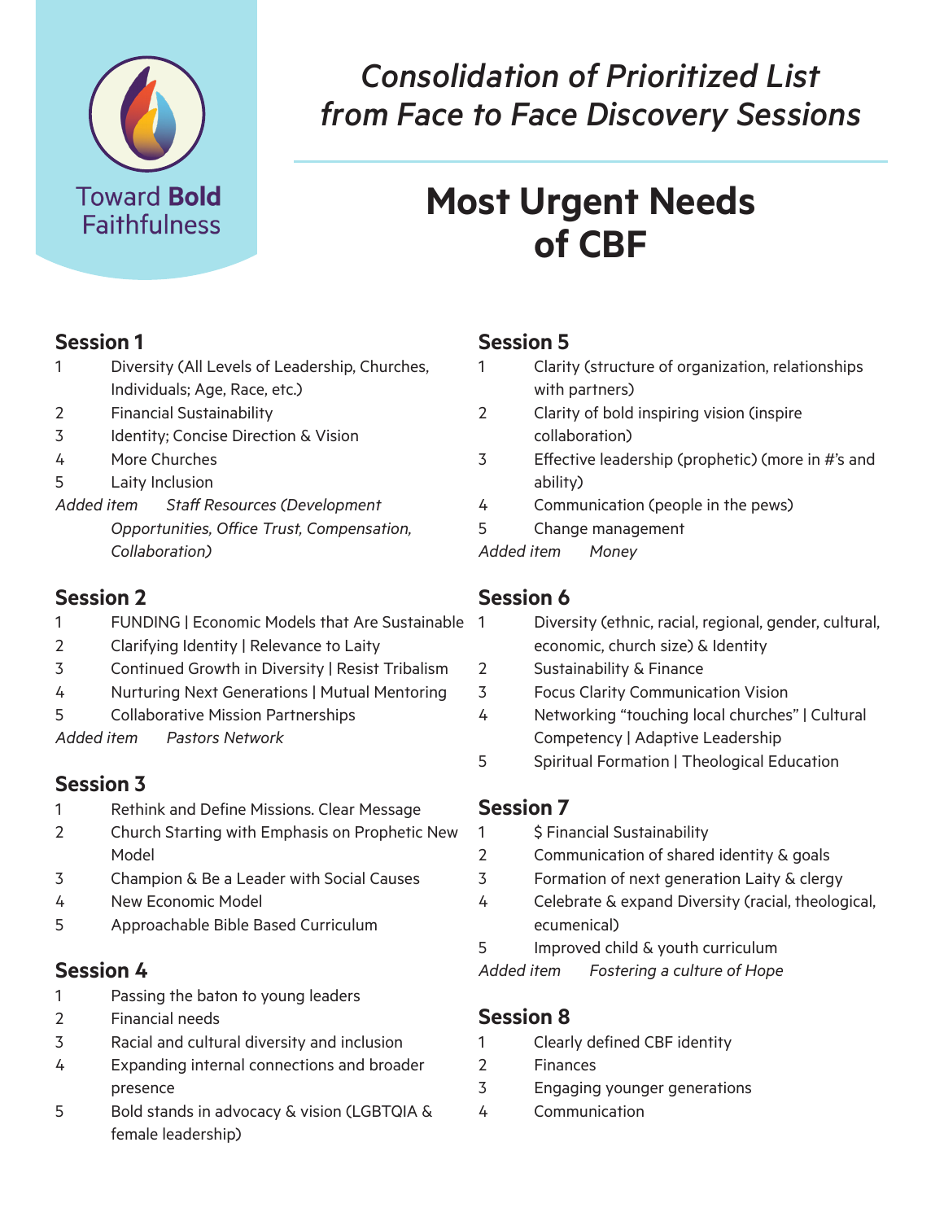Toward **Bold** Faithfulness

# *Consolidation of Prioritized List from Face to Face Discovery Sessions*

# Most Urgent Needs of CBF

## Session 1

1. Diversity (All Levels of Leadership, Churches, Individuals; Age, Race, etc.)
2. Financial Sustainability
3. Identity; Concise Direction & Vision
4. More Churches
5. Laity Inclusion

*Added item* *Staff Resources (Development Opportunities, Office Trust, Compensation, Collaboration)*

## Session 2

1. FUNDING | Economic Models that Are Sustainable
2. Clarifying Identity | Relevance to Laity
3. Continued Growth in Diversity | Resist Tribalism
4. Nurturing Next Generations | Mutual Mentoring
5. Collaborative Mission Partnerships

*Added item* *Pastors Network*

## Session 3

1. Rethink and Define Missions. Clear Message
2. Church Starting with Emphasis on Prophetic New Model
3. Champion & Be a Leader with Social Causes
4. New Economic Model
5. Approachable Bible Based Curriculum

## Session 4

1. Passing the baton to young leaders
2. Financial needs
3. Racial and cultural diversity and inclusion
4. Expanding internal connections and broader presence
5. Bold stands in advocacy & vision (LGBTQIA & female leadership)

## Session 5

1. Clarity (structure of organization, relationships with partners)
2. Clarity of bold inspiring vision (inspire collaboration)
3. Effective leadership (prophetic) (more in #'s and ability)
4. Communication (people in the pews)
5. Change management

*Added item* *Money*

## Session 6

1. Diversity (ethnic, racial, regional, gender, cultural, economic, church size) & Identity
2. Sustainability & Finance
3. Focus Clarity Communication Vision
4. Networking "touching local churches" | Cultural Competency | Adaptive Leadership
5. Spiritual Formation | Theological Education

## Session 7

1. $ Financial Sustainability
2. Communication of shared identity & goals
3. Formation of next generation Laity & clergy
4. Celebrate & expand Diversity (racial, theological, ecumenical)
5. Improved child & youth curriculum

*Added item* *Fostering a culture of Hope*

## Session 8

1. Clearly defined CBF identity
2. Finances
3. Engaging younger generations
4. Communication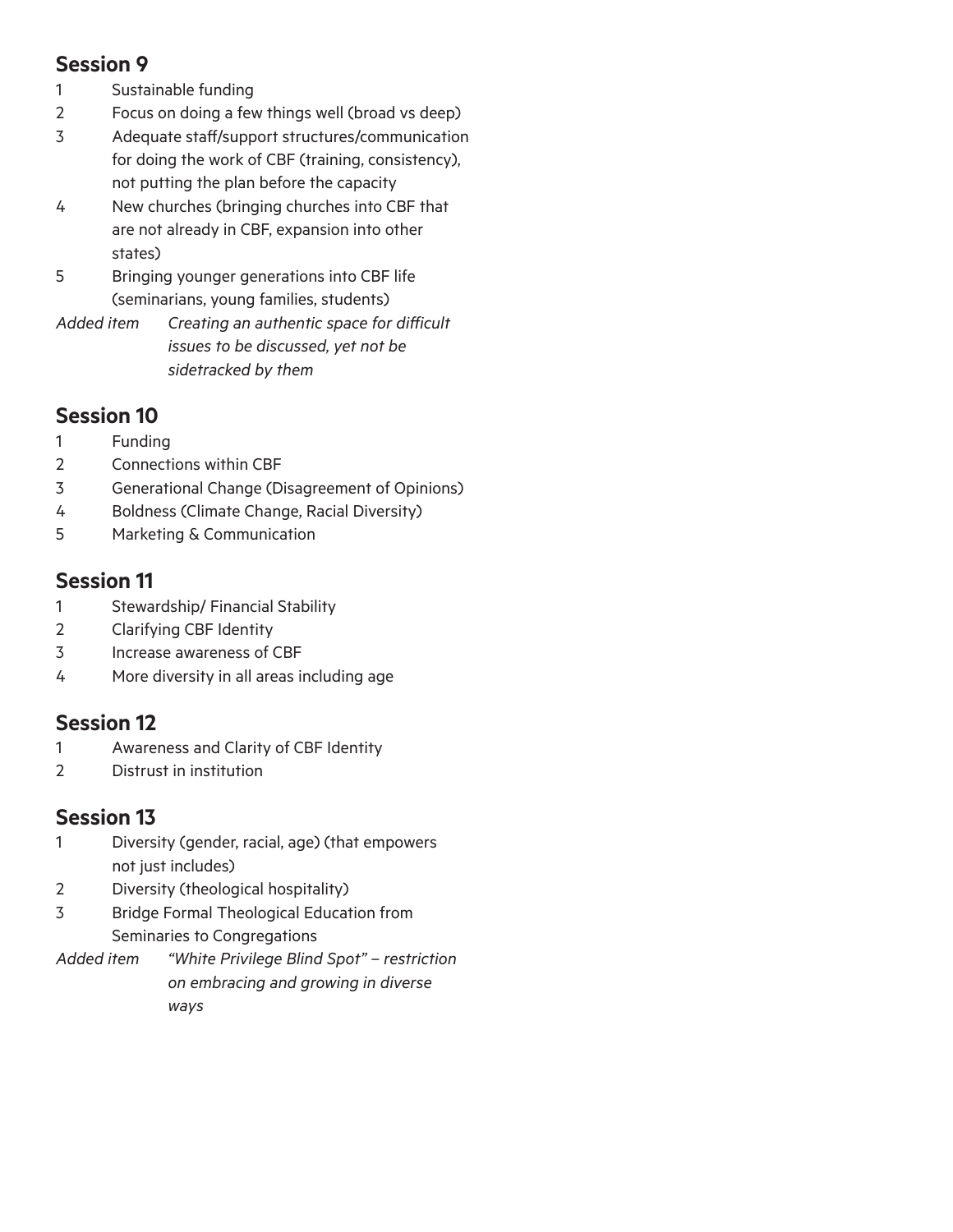## Session 9

1 Sustainable funding
2 Focus on doing a few things well (broad vs deep)
3 Adequate staff/support structures/communication for doing the work of CBF (training, consistency), not putting the plan before the capacity
4 New churches (bringing churches into CBF that are not already in CBF, expansion into other states)
5 Bringing younger generations into CBF life (seminarians, young families, students)
*Added item* *Creating an authentic space for difficult issues to be discussed, yet not be sidetracked by them*

## Session 10

1 Funding
2 Connections within CBF
3 Generational Change (Disagreement of Opinions)
4 Boldness (Climate Change, Racial Diversity)
5 Marketing & Communication

## Session 11

1 Stewardship/ Financial Stability
2 Clarifying CBF Identity
3 Increase awareness of CBF
4 More diversity in all areas including age

## Session 12

1 Awareness and Clarity of CBF Identity
2 Distrust in institution

## Session 13

1 Diversity (gender, racial, age) (that empowers not just includes)
2 Diversity (theological hospitality)
3 Bridge Formal Theological Education from Seminaries to Congregations
*Added item* *"White Privilege Blind Spot" – restriction on embracing and growing in diverse ways*